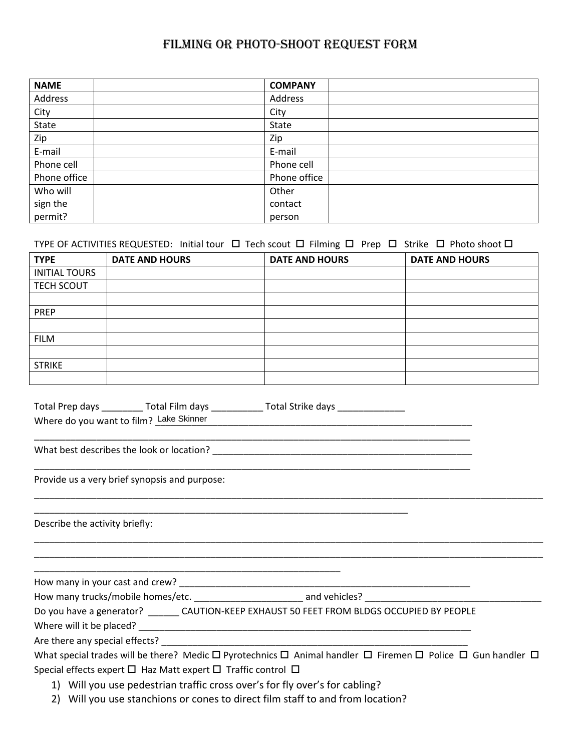# FILMING OR PHOTO-SHOOT REQUEST FORM

| **NAME** | | **COMPANY** | |
|---|---|---|---|
| Address | | Address | |
| City | | City | |
| State | | State | |
| Zip | | Zip | |
| E-mail | | E-mail | |
| Phone cell | | Phone cell | |
| Phone office | | Phone office | |
| Who will sign the permit? | | Other contact person | |

TYPE OF ACTIVITIES REQUESTED: Initial tour ☐ Tech scout ☐ Filming ☐ Prep ☐ Strike ☐ Photo shoot ☐

| **TYPE** | **DATE AND HOURS** | **DATE AND HOURS** | **DATE AND HOURS** |
|---|---|---|---|
| INITIAL TOURS | | | |
| TECH SCOUT | | | |
| | | | |
| PREP | | | |
| | | | |
| FILM | | | |
| | | | |
| STRIKE | | | |
| | | | |

Total Prep days ________ Total Film days __________ Total Strike days _____________

Where do you want to film? Lake Skinner

_______________________________________________________________________________

What best describes the look or location? ____________________________________________________

_______________________________________________________________________________

Provide us a very brief synopsis and purpose:

_______________________________________________________________________________

_______________________________________________________________________________

Describe the activity briefly:

_______________________________________________________________________________

_______________________________________________________________________________

_______________________________________________________________________________

How many in your cast and crew? __________________________________________________________

How many trucks/mobile homes/etc. _____________________ and vehicles? __________________________________

Do you have a generator? ______ CAUTION-KEEP EXHAUST 50 FEET FROM BLDGS OCCUPIED BY PEOPLE

Where will it be placed? ____________________________________________________________________

Are there any special effects? _______________________________________________________________

What special trades will be there? Medic ☐ Pyrotechnics ☐ Animal handler ☐ Firemen ☐ Police ☐ Gun handler ☐ Special effects expert ☐ Haz Matt expert ☐ Traffic control ☐

1) Will you use pedestrian traffic cross over's for fly over's for cabling?
2) Will you use stanchions or cones to direct film staff to and from location?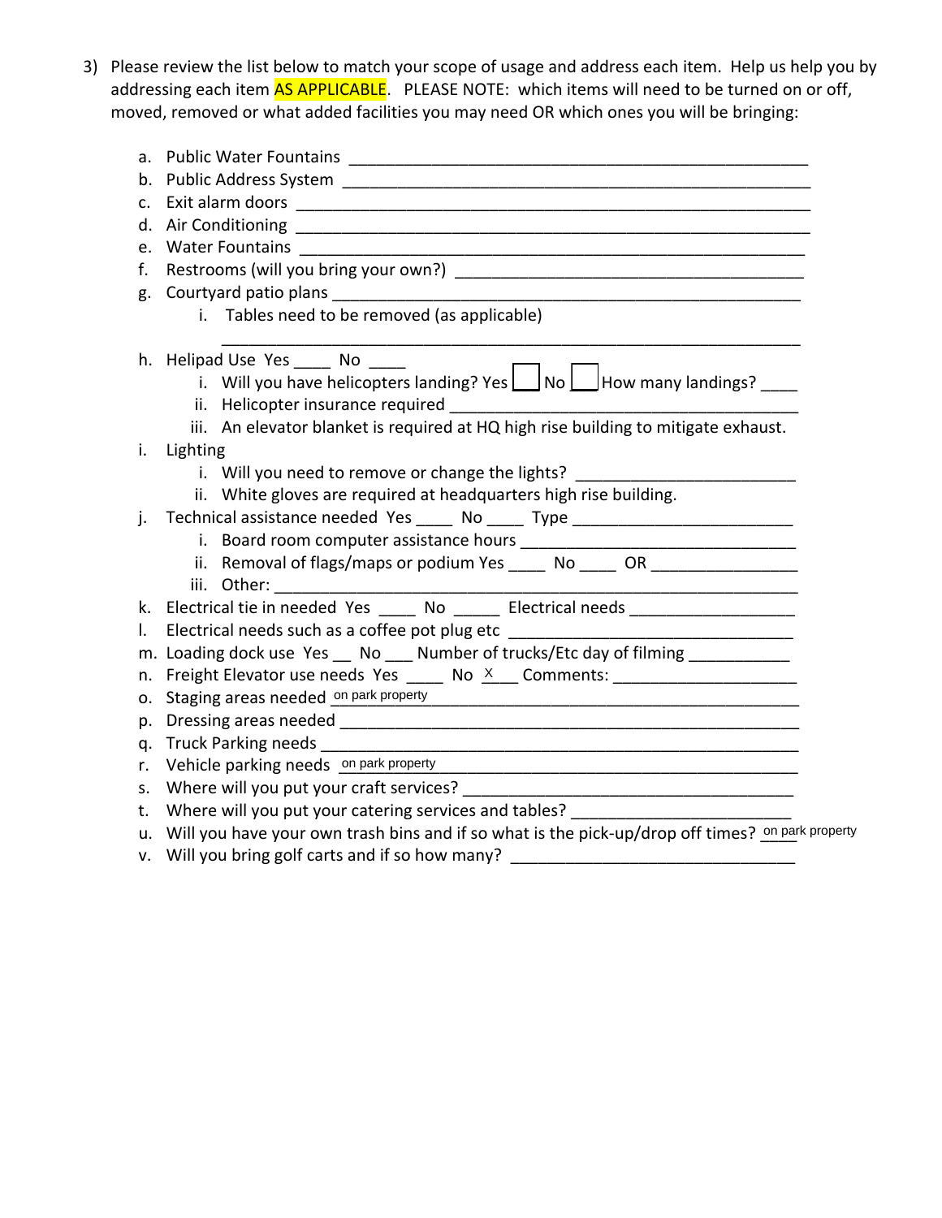3) Please review the list below to match your scope of usage and address each item. Help us help you by addressing each item AS APPLICABLE. PLEASE NOTE: which items will need to be turned on or off, moved, removed or what added facilities you may need OR which ones you will be bringing:

   a. Public Water Fountains ____________________________________________
   b. Public Address System ____________________________________________
   c. Exit alarm doors ____________________________________________
   d. Air Conditioning ____________________________________________
   e. Water Fountains ____________________________________________
   f. Restrooms (will you bring your own?) ______________________________
   g. Courtyard patio plans ____________________________________________
      i. Tables need to be removed (as applicable) ____________________________________________
   h. Helipad Use Yes ____ No ____
      i. Will you have helicopters landing? Yes ☐ No ☐ How many landings? ____
      ii. Helicopter insurance required ______________________________
      iii. An elevator blanket is required at HQ high rise building to mitigate exhaust.
   i. Lighting
      i. Will you need to remove or change the lights? ______________________
      ii. White gloves are required at headquarters high rise building.
   j. Technical assistance needed Yes ____ No ____ Type ______________________
      i. Board room computer assistance hours ______________________________
      ii. Removal of flags/maps or podium Yes ____ No ____ OR ________________
      iii. Other: ____________________________________________
   k. Electrical tie in needed Yes ____ No _____ Electrical needs __________________
   l. Electrical needs such as a coffee pot plug etc ______________________________
   m. Loading dock use Yes __ No ___ Number of trucks/Etc day of filming ___________
   n. Freight Elevator use needs Yes ____ No X Comments: ____________________
   o. Staging areas needed on park property
   p. Dressing areas needed ____________________________________________
   q. Truck Parking needs ____________________________________________
   r. Vehicle parking needs on park property
   s. Where will you put your craft services? ______________________________
   t. Where will you put your catering services and tables? ______________________
   u. Will you have your own trash bins and if so what is the pick-up/drop off times? on park property
   v. Will you bring golf carts and if so how many? ______________________________